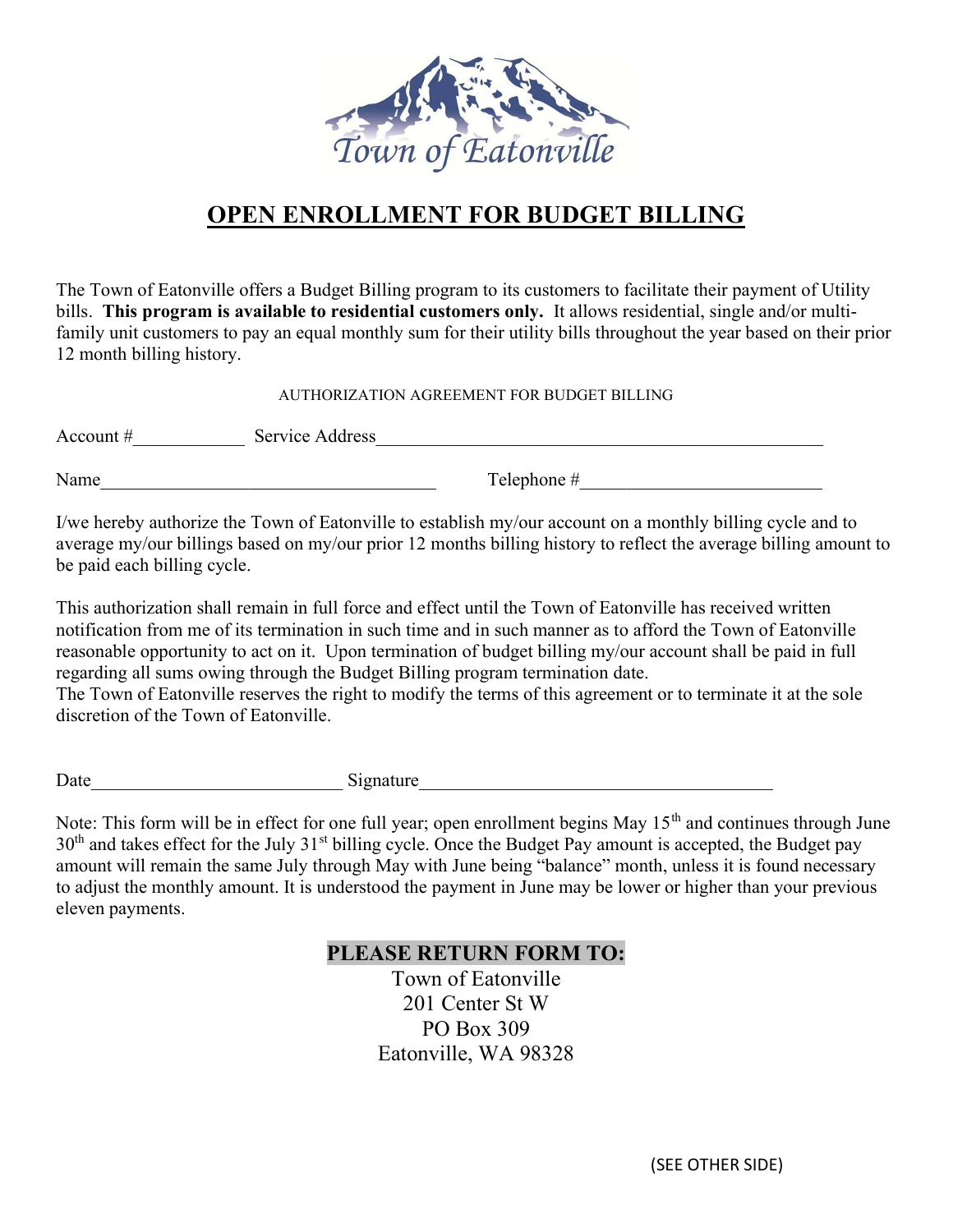Town of Eatonville

# OPEN ENROLLMENT FOR BUDGET BILLING

The Town of Eatonville offers a Budget Billing program to its customers to facilitate their payment of Utility bills. **This program is available to residential customers only.** It allows residential, single and/or multi-family unit customers to pay an equal monthly sum for their utility bills throughout the year based on their prior 12 month billing history.

AUTHORIZATION AGREEMENT FOR BUDGET BILLING

Account #____________ Service Address__________________________________________________

Name____________________________________ Telephone #__________________________

I/we hereby authorize the Town of Eatonville to establish my/our account on a monthly billing cycle and to average my/our billings based on my/our prior 12 months billing history to reflect the average billing amount to be paid each billing cycle.

This authorization shall remain in full force and effect until the Town of Eatonville has received written notification from me of its termination in such time and in such manner as to afford the Town of Eatonville reasonable opportunity to act on it. Upon termination of budget billing my/our account shall be paid in full regarding all sums owing through the Budget Billing program termination date.
The Town of Eatonville reserves the right to modify the terms of this agreement or to terminate it at the sole discretion of the Town of Eatonville.

Date___________________________ Signature_____________________________________

Note: This form will be in effect for one full year; open enrollment begins May 15th and continues through June 30th and takes effect for the July 31st billing cycle. Once the Budget Pay amount is accepted, the Budget pay amount will remain the same July through May with June being "balance" month, unless it is found necessary to adjust the monthly amount. It is understood the payment in June may be lower or higher than your previous eleven payments.

**PLEASE RETURN FORM TO:**

Town of Eatonville
201 Center St W
PO Box 309
Eatonville, WA 98328

(SEE OTHER SIDE)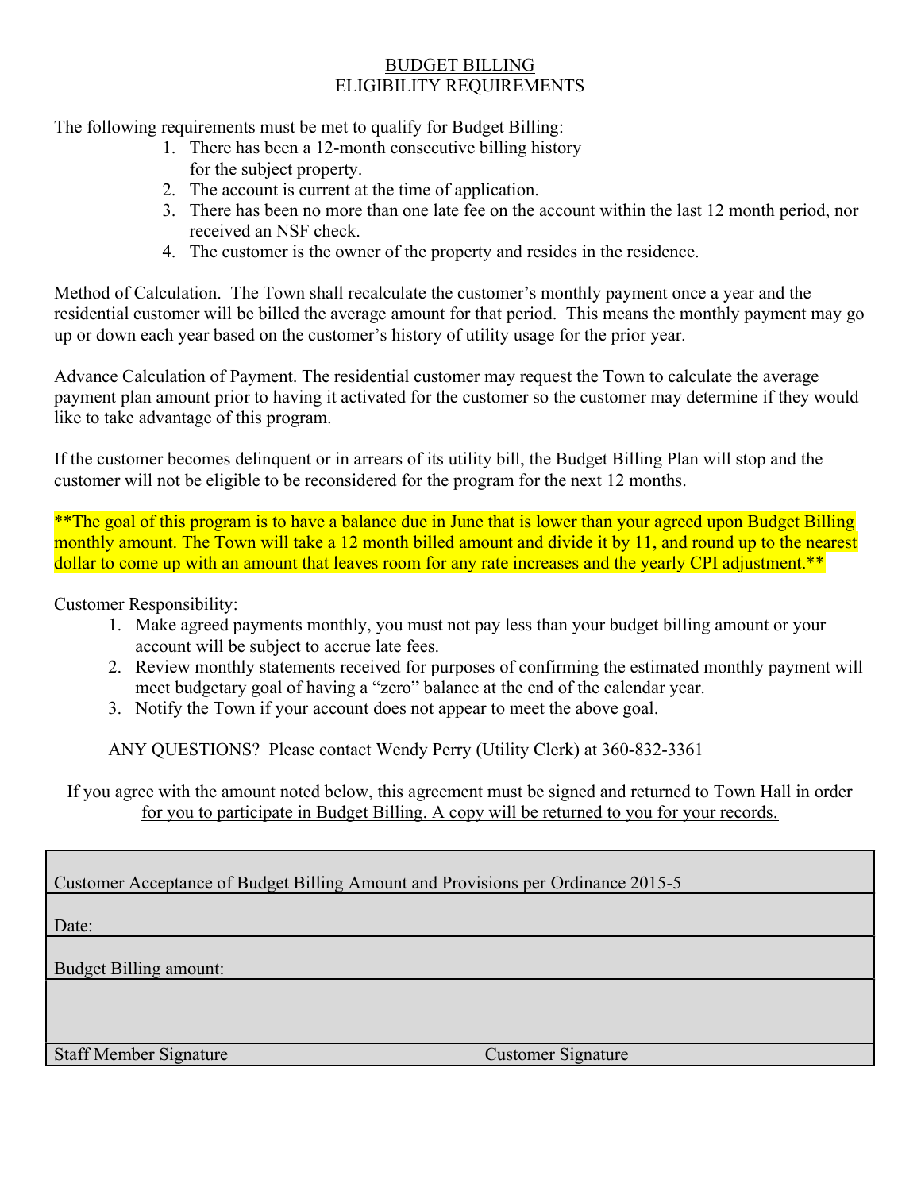# BUDGET BILLING
# ELIGIBILITY REQUIREMENTS

The following requirements must be met to qualify for Budget Billing:

1. There has been a 12-month consecutive billing history for the subject property.
2. The account is current at the time of application.
3. There has been no more than one late fee on the account within the last 12 month period, nor received an NSF check.
4. The customer is the owner of the property and resides in the residence.

Method of Calculation. The Town shall recalculate the customer's monthly payment once a year and the residential customer will be billed the average amount for that period. This means the monthly payment may go up or down each year based on the customer's history of utility usage for the prior year.

Advance Calculation of Payment. The residential customer may request the Town to calculate the average payment plan amount prior to having it activated for the customer so the customer may determine if they would like to take advantage of this program.

If the customer becomes delinquent or in arrears of its utility bill, the Budget Billing Plan will stop and the customer will not be eligible to be reconsidered for the program for the next 12 months.

**The goal of this program is to have a balance due in June that is lower than your agreed upon Budget Billing monthly amount. The Town will take a 12 month billed amount and divide it by 11, and round up to the nearest dollar to come up with an amount that leaves room for any rate increases and the yearly CPI adjustment.**

Customer Responsibility:

1. Make agreed payments monthly, you must not pay less than your budget billing amount or your account will be subject to accrue late fees.
2. Review monthly statements received for purposes of confirming the estimated monthly payment will meet budgetary goal of having a "zero" balance at the end of the calendar year.
3. Notify the Town if your account does not appear to meet the above goal.

ANY QUESTIONS? Please contact Wendy Perry (Utility Clerk) at 360-832-3361

If you agree with the amount noted below, this agreement must be signed and returned to Town Hall in order for you to participate in Budget Billing. A copy will be returned to you for your records.

| | |
|---|---|
| Customer Acceptance of Budget Billing Amount and Provisions per Ordinance 2015-5 | |
| Date: | |
| Budget Billing amount: | |
| | |
| Staff Member Signature | Customer Signature |